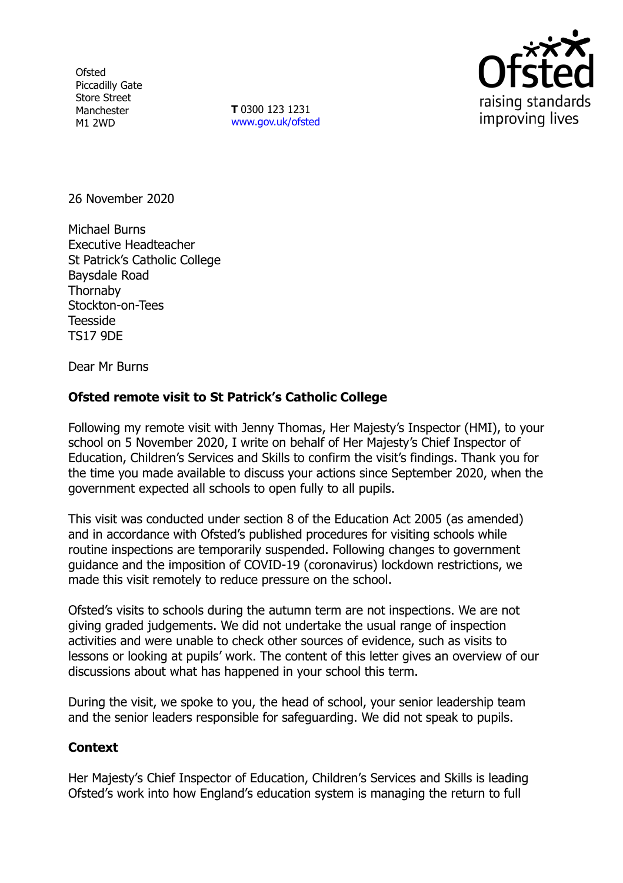Ofsted
Piccadilly Gate
Store Street
Manchester
M1 2WD

**T** 0300 123 1231
www.gov.uk/ofsted

26 November 2020

Michael Burns
Executive Headteacher
St Patrick's Catholic College
Baysdale Road
Thornaby
Stockton-on-Tees
Teesside
TS17 9DE

Dear Mr Burns

**Ofsted remote visit to St Patrick's Catholic College**

Following my remote visit with Jenny Thomas, Her Majesty's Inspector (HMI), to your school on 5 November 2020, I write on behalf of Her Majesty's Chief Inspector of Education, Children's Services and Skills to confirm the visit's findings. Thank you for the time you made available to discuss your actions since September 2020, when the government expected all schools to open fully to all pupils.

This visit was conducted under section 8 of the Education Act 2005 (as amended) and in accordance with Ofsted's published procedures for visiting schools while routine inspections are temporarily suspended. Following changes to government guidance and the imposition of COVID-19 (coronavirus) lockdown restrictions, we made this visit remotely to reduce pressure on the school.

Ofsted's visits to schools during the autumn term are not inspections. We are not giving graded judgements. We did not undertake the usual range of inspection activities and were unable to check other sources of evidence, such as visits to lessons or looking at pupils' work. The content of this letter gives an overview of our discussions about what has happened in your school this term.

During the visit, we spoke to you, the head of school, your senior leadership team and the senior leaders responsible for safeguarding. We did not speak to pupils.

**Context**

Her Majesty's Chief Inspector of Education, Children's Services and Skills is leading Ofsted's work into how England's education system is managing the return to full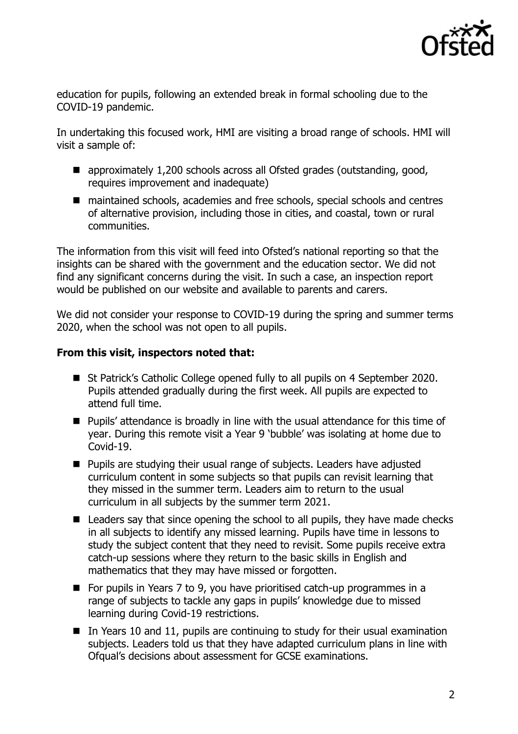education for pupils, following an extended break in formal schooling due to the COVID-19 pandemic.

In undertaking this focused work, HMI are visiting a broad range of schools. HMI will visit a sample of:

- approximately 1,200 schools across all Ofsted grades (outstanding, good, requires improvement and inadequate)
- maintained schools, academies and free schools, special schools and centres of alternative provision, including those in cities, and coastal, town or rural communities.

The information from this visit will feed into Ofsted's national reporting so that the insights can be shared with the government and the education sector. We did not find any significant concerns during the visit. In such a case, an inspection report would be published on our website and available to parents and carers.

We did not consider your response to COVID-19 during the spring and summer terms 2020, when the school was not open to all pupils.

**From this visit, inspectors noted that:**

- St Patrick's Catholic College opened fully to all pupils on 4 September 2020. Pupils attended gradually during the first week. All pupils are expected to attend full time.
- Pupils' attendance is broadly in line with the usual attendance for this time of year. During this remote visit a Year 9 'bubble' was isolating at home due to Covid-19.
- Pupils are studying their usual range of subjects. Leaders have adjusted curriculum content in some subjects so that pupils can revisit learning that they missed in the summer term. Leaders aim to return to the usual curriculum in all subjects by the summer term 2021.
- Leaders say that since opening the school to all pupils, they have made checks in all subjects to identify any missed learning. Pupils have time in lessons to study the subject content that they need to revisit. Some pupils receive extra catch-up sessions where they return to the basic skills in English and mathematics that they may have missed or forgotten.
- For pupils in Years 7 to 9, you have prioritised catch-up programmes in a range of subjects to tackle any gaps in pupils' knowledge due to missed learning during Covid-19 restrictions.
- In Years 10 and 11, pupils are continuing to study for their usual examination subjects. Leaders told us that they have adapted curriculum plans in line with Ofqual's decisions about assessment for GCSE examinations.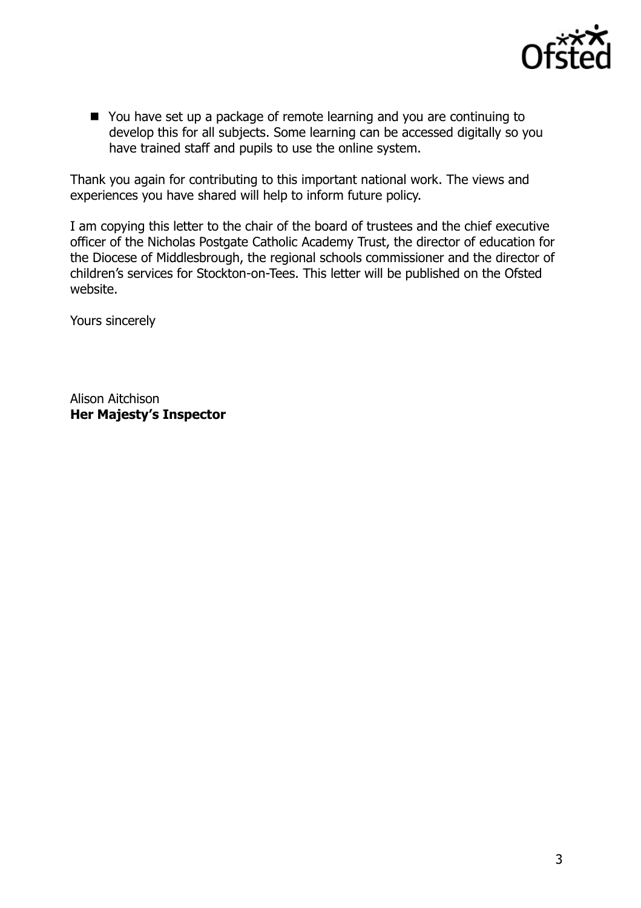- You have set up a package of remote learning and you are continuing to develop this for all subjects. Some learning can be accessed digitally so you have trained staff and pupils to use the online system.

Thank you again for contributing to this important national work. The views and experiences you have shared will help to inform future policy.

I am copying this letter to the chair of the board of trustees and the chief executive officer of the Nicholas Postgate Catholic Academy Trust, the director of education for the Diocese of Middlesbrough, the regional schools commissioner and the director of children's services for Stockton-on-Tees. This letter will be published on the Ofsted website.

Yours sincerely

Alison Aitchison
**Her Majesty's Inspector**